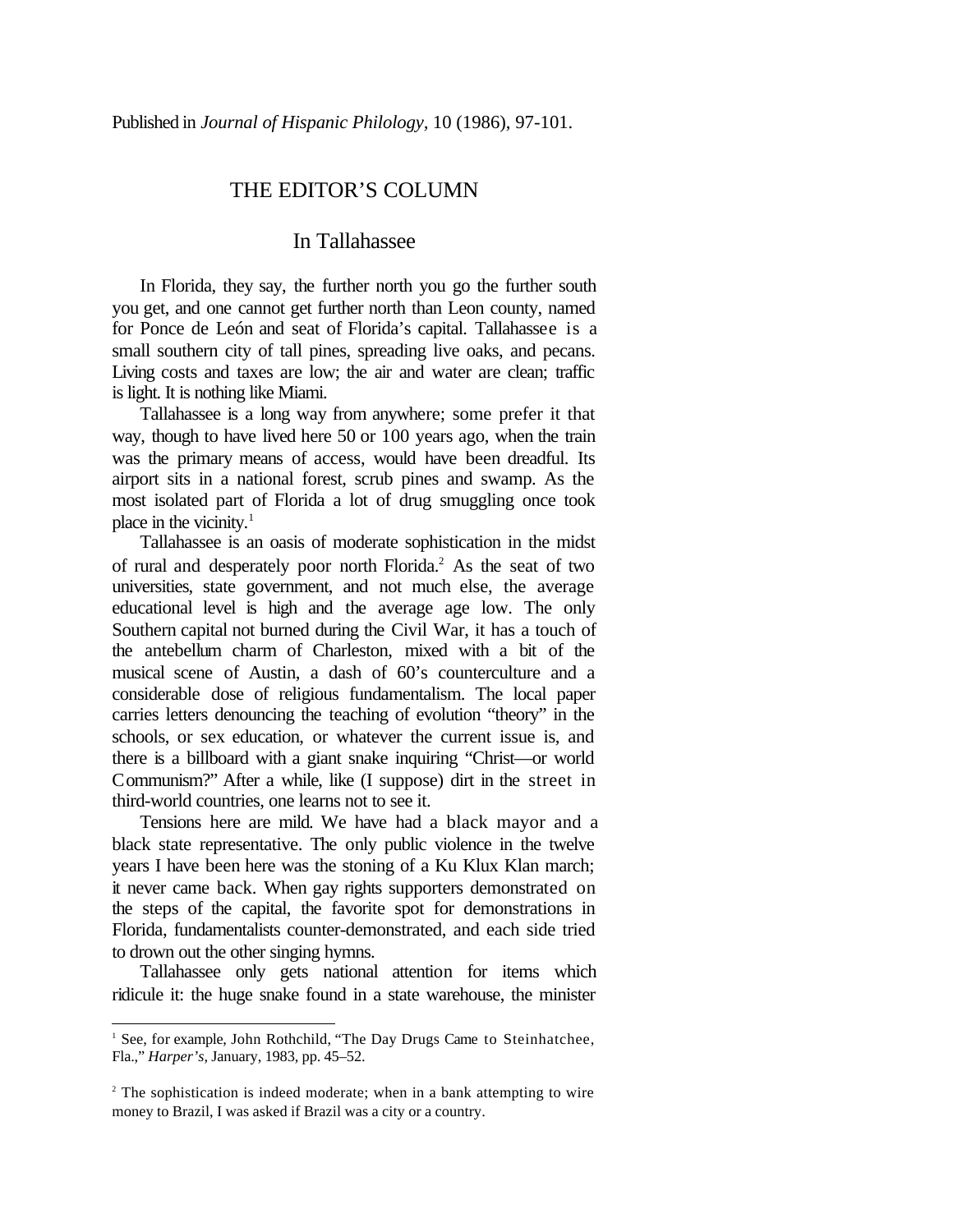Published in *Journal of Hispanic Philology*, 10 (1986), 97-101.

# THE EDITOR'S COLUMN

## In Tallahassee

In Florida, they say, the further north you go the further south you get, and one cannot get further north than Leon county, named for Ponce de León and seat of Florida's capital. Tallahassee is a small southern city of tall pines, spreading live oaks, and pecans. Living costs and taxes are low; the air and water are clean; traffic is light. It is nothing like Miami.

Tallahassee is a long way from anywhere; some prefer it that way, though to have lived here 50 or 100 years ago, when the train was the primary means of access, would have been dreadful. Its airport sits in a national forest, scrub pines and swamp. As the most isolated part of Florida a lot of drug smuggling once took place in the vicinity.[1]

Tallahassee is an oasis of moderate sophistication in the midst of rural and desperately poor north Florida.[2] As the seat of two universities, state government, and not much else, the average educational level is high and the average age low. The only Southern capital not burned during the Civil War, it has a touch of the antebellum charm of Charleston, mixed with a bit of the musical scene of Austin, a dash of 60's counterculture and a considerable dose of religious fundamentalism. The local paper carries letters denouncing the teaching of evolution "theory" in the schools, or sex education, or whatever the current issue is, and there is a billboard with a giant snake inquiring "Christ—or world Communism?" After a while, like (I suppose) dirt in the street in third-world countries, one learns not to see it.

Tensions here are mild. We have had a black mayor and a black state representative. The only public violence in the twelve years I have been here was the stoning of a Ku Klux Klan march; it never came back. When gay rights supporters demonstrated on the steps of the capital, the favorite spot for demonstrations in Florida, fundamentalists counter-demonstrated, and each side tried to drown out the other singing hymns.

Tallahassee only gets national attention for items which ridicule it: the huge snake found in a state warehouse, the minister

---

[1] See, for example, John Rothchild, "The Day Drugs Came to Steinhatchee, Fla.," *Harper's*, January, 1983, pp. 45–52.

[2] The sophistication is indeed moderate; when in a bank attempting to wire money to Brazil, I was asked if Brazil was a city or a country.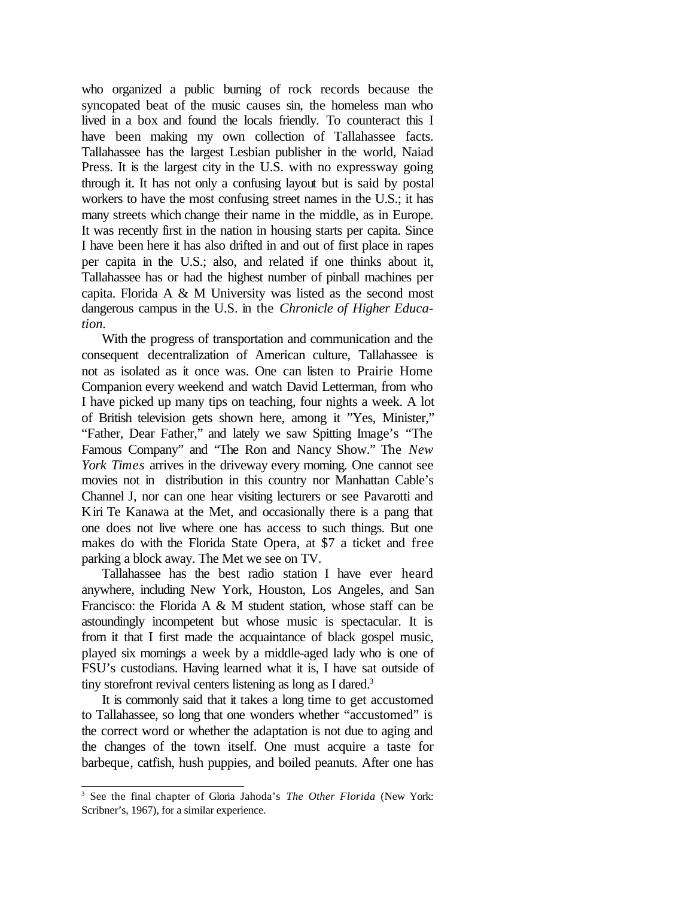who organized a public burning of rock records because the syncopated beat of the music causes sin, the homeless man who lived in a box and found the locals friendly. To counteract this I have been making my own collection of Tallahassee facts. Tallahassee has the largest Lesbian publisher in the world, Naiad Press. It is the largest city in the U.S. with no expressway going through it. It has not only a confusing layout but is said by postal workers to have the most confusing street names in the U.S.; it has many streets which change their name in the middle, as in Europe. It was recently first in the nation in housing starts per capita. Since I have been here it has also drifted in and out of first place in rapes per capita in the U.S.; also, and related if one thinks about it, Tallahassee has or had the highest number of pinball machines per capita. Florida A & M University was listed as the second most dangerous campus in the U.S. in the *Chronicle of Higher Education*.

With the progress of transportation and communication and the consequent decentralization of American culture, Tallahassee is not as isolated as it once was. One can listen to Prairie Home Companion every weekend and watch David Letterman, from who I have picked up many tips on teaching, four nights a week. A lot of British television gets shown here, among it "Yes, Minister," "Father, Dear Father," and lately we saw Spitting Image's "The Famous Company" and "The Ron and Nancy Show." The *New York Times* arrives in the driveway every morning. One cannot see movies not in distribution in this country nor Manhattan Cable's Channel J, nor can one hear visiting lecturers or see Pavarotti and Kiri Te Kanawa at the Met, and occasionally there is a pang that one does not live where one has access to such things. But one makes do with the Florida State Opera, at $7 a ticket and free parking a block away. The Met we see on TV.

Tallahassee has the best radio station I have ever heard anywhere, including New York, Houston, Los Angeles, and San Francisco: the Florida A & M student station, whose staff can be astoundingly incompetent but whose music is spectacular. It is from it that I first made the acquaintance of black gospel music, played six mornings a week by a middle-aged lady who is one of FSU's custodians. Having learned what it is, I have sat outside of tiny storefront revival centers listening as long as I dared.[3]

It is commonly said that it takes a long time to get accustomed to Tallahassee, so long that one wonders whether "accustomed" is the correct word or whether the adaptation is not due to aging and the changes of the town itself. One must acquire a taste for barbeque, catfish, hush puppies, and boiled peanuts. After one has

---

[3] See the final chapter of Gloria Jahoda's *The Other Florida* (New York: Scribner's, 1967), for a similar experience.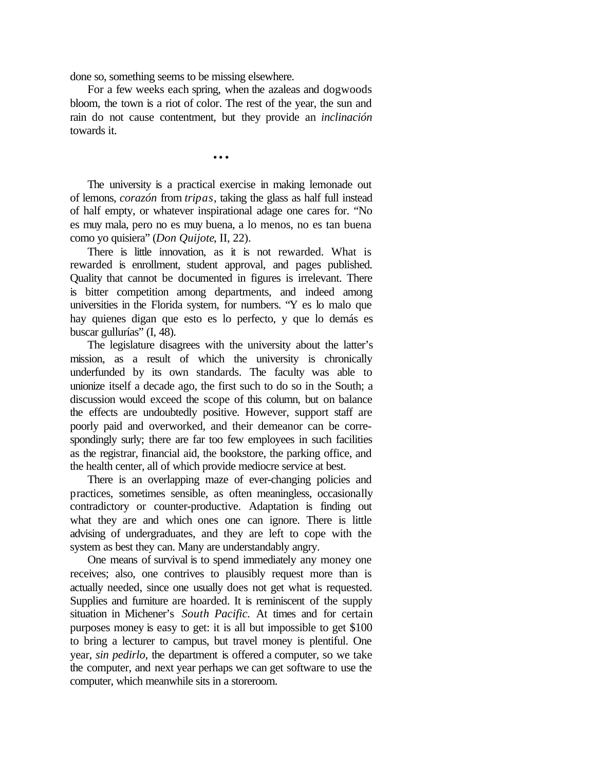done so, something seems to be missing elsewhere.

For a few weeks each spring, when the azaleas and dogwoods bloom, the town is a riot of color. The rest of the year, the sun and rain do not cause contentment, but they provide an *inclinación* towards it.

•••

The university is a practical exercise in making lemonade out of lemons, *corazón* from *tripas*, taking the glass as half full instead of half empty, or whatever inspirational adage one cares for. "No es muy mala, pero no es muy buena, a lo menos, no es tan buena como yo quisiera" (*Don Quijote*, II, 22).

There is little innovation, as it is not rewarded. What is rewarded is enrollment, student approval, and pages published. Quality that cannot be documented in figures is irrelevant. There is bitter competition among departments, and indeed among universities in the Florida system, for numbers. "Y es lo malo que hay quienes digan que esto es lo perfecto, y que lo demás es buscar gullurías" (I, 48).

The legislature disagrees with the university about the latter's mission, as a result of which the university is chronically underfunded by its own standards. The faculty was able to unionize itself a decade ago, the first such to do so in the South; a discussion would exceed the scope of this column, but on balance the effects are undoubtedly positive. However, support staff are poorly paid and overworked, and their demeanor can be correspondingly surly; there are far too few employees in such facilities as the registrar, financial aid, the bookstore, the parking office, and the health center, all of which provide mediocre service at best.

There is an overlapping maze of ever-changing policies and practices, sometimes sensible, as often meaningless, occasionally contradictory or counter-productive. Adaptation is finding out what they are and which ones one can ignore. There is little advising of undergraduates, and they are left to cope with the system as best they can. Many are understandably angry.

One means of survival is to spend immediately any money one receives; also, one contrives to plausibly request more than is actually needed, since one usually does not get what is requested. Supplies and furniture are hoarded. It is reminiscent of the supply situation in Michener's *South Pacific*. At times and for certain purposes money is easy to get: it is all but impossible to get $100 to bring a lecturer to campus, but travel money is plentiful. One year, *sin pedirlo*, the department is offered a computer, so we take the computer, and next year perhaps we can get software to use the computer, which meanwhile sits in a storeroom.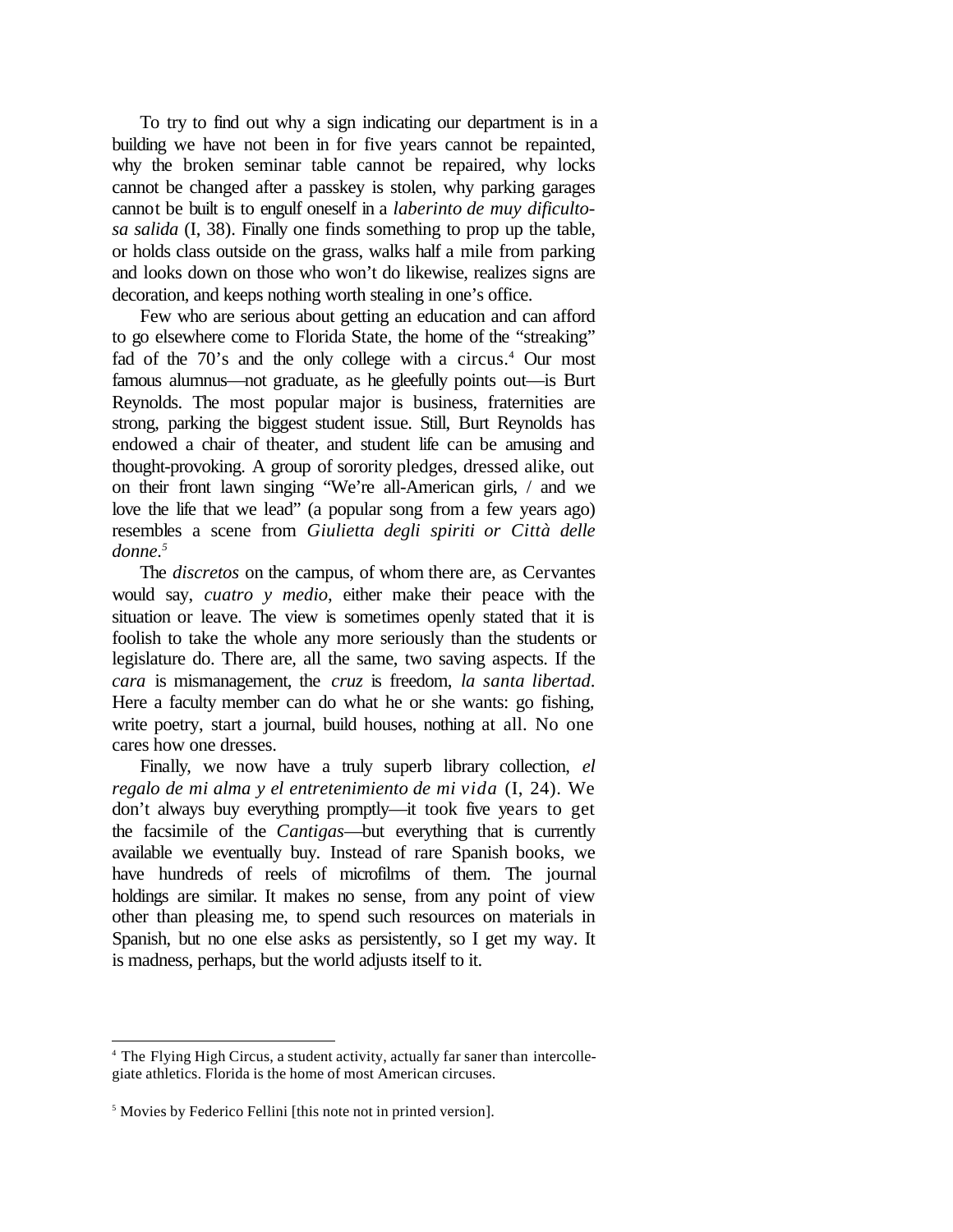To try to find out why a sign indicating our department is in a building we have not been in for five years cannot be repainted, why the broken seminar table cannot be repaired, why locks cannot be changed after a passkey is stolen, why parking garages cannot be built is to engulf oneself in a *laberinto de muy dificultosa salida* (I, 38). Finally one finds something to prop up the table, or holds class outside on the grass, walks half a mile from parking and looks down on those who won't do likewise, realizes signs are decoration, and keeps nothing worth stealing in one's office.

Few who are serious about getting an education and can afford to go elsewhere come to Florida State, the home of the "streaking" fad of the 70's and the only college with a circus.[4] Our most famous alumnus—not graduate, as he gleefully points out—is Burt Reynolds. The most popular major is business, fraternities are strong, parking the biggest student issue. Still, Burt Reynolds has endowed a chair of theater, and student life can be amusing and thought-provoking. A group of sorority pledges, dressed alike, out on their front lawn singing "We're all-American girls, / and we love the life that we lead" (a popular song from a few years ago) resembles a scene from *Giulietta degli spiriti or Città delle donne*.[5]

The *discretos* on the campus, of whom there are, as Cervantes would say, *cuatro y medio*, either make their peace with the situation or leave. The view is sometimes openly stated that it is foolish to take the whole any more seriously than the students or legislature do. There are, all the same, two saving aspects. If the *cara* is mismanagement, the *cruz* is freedom, *la santa libertad*. Here a faculty member can do what he or she wants: go fishing, write poetry, start a journal, build houses, nothing at all. No one cares how one dresses.

Finally, we now have a truly superb library collection, *el regalo de mi alma y el entretenimiento de mi vida* (I, 24). We don't always buy everything promptly—it took five years to get the facsimile of the *Cantigas*—but everything that is currently available we eventually buy. Instead of rare Spanish books, we have hundreds of reels of microfilms of them. The journal holdings are similar. It makes no sense, from any point of view other than pleasing me, to spend such resources on materials in Spanish, but no one else asks as persistently, so I get my way. It is madness, perhaps, but the world adjusts itself to it.

---

[4] The Flying High Circus, a student activity, actually far saner than intercollegiate athletics. Florida is the home of most American circuses.

[5] Movies by Federico Fellini [this note not in printed version].